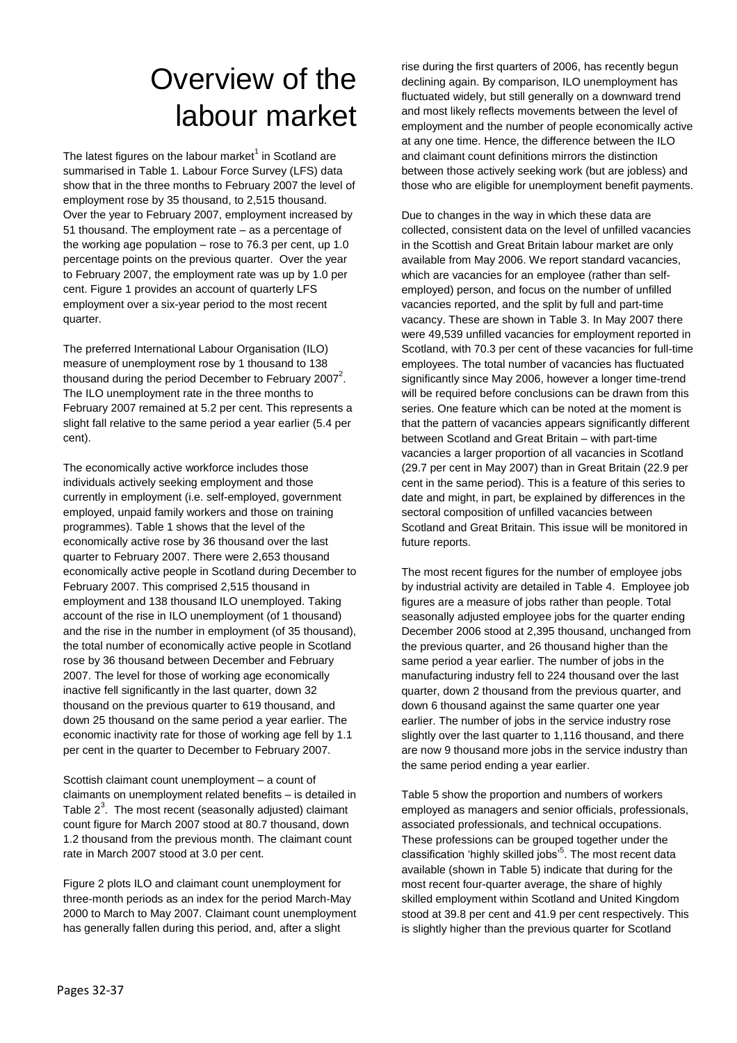# Overview of the labour market

The latest figures on the labour market[1] in Scotland are summarised in Table 1. Labour Force Survey (LFS) data show that in the three months to February 2007 the level of employment rose by 35 thousand, to 2,515 thousand. Over the year to February 2007, employment increased by 51 thousand. The employment rate – as a percentage of the working age population – rose to 76.3 per cent, up 1.0 percentage points on the previous quarter. Over the year to February 2007, the employment rate was up by 1.0 per cent. Figure 1 provides an account of quarterly LFS employment over a six-year period to the most recent quarter.

The preferred International Labour Organisation (ILO) measure of unemployment rose by 1 thousand to 138 thousand during the period December to February 2007[2]. The ILO unemployment rate in the three months to February 2007 remained at 5.2 per cent. This represents a slight fall relative to the same period a year earlier (5.4 per cent).

The economically active workforce includes those individuals actively seeking employment and those currently in employment (i.e. self-employed, government employed, unpaid family workers and those on training programmes). Table 1 shows that the level of the economically active rose by 36 thousand over the last quarter to February 2007. There were 2,653 thousand economically active people in Scotland during December to February 2007. This comprised 2,515 thousand in employment and 138 thousand ILO unemployed. Taking account of the rise in ILO unemployment (of 1 thousand) and the rise in the number in employment (of 35 thousand), the total number of economically active people in Scotland rose by 36 thousand between December and February 2007. The level for those of working age economically inactive fell significantly in the last quarter, down 32 thousand on the previous quarter to 619 thousand, and down 25 thousand on the same period a year earlier. The economic inactivity rate for those of working age fell by 1.1 per cent in the quarter to December to February 2007.

Scottish claimant count unemployment – a count of claimants on unemployment related benefits – is detailed in Table 2[3]. The most recent (seasonally adjusted) claimant count figure for March 2007 stood at 80.7 thousand, down 1.2 thousand from the previous month. The claimant count rate in March 2007 stood at 3.0 per cent.

Figure 2 plots ILO and claimant count unemployment for three-month periods as an index for the period March-May 2000 to March to May 2007. Claimant count unemployment has generally fallen during this period, and, after a slight rise during the first quarters of 2006, has recently begun declining again. By comparison, ILO unemployment has fluctuated widely, but still generally on a downward trend and most likely reflects movements between the level of employment and the number of people economically active at any one time. Hence, the difference between the ILO and claimant count definitions mirrors the distinction between those actively seeking work (but are jobless) and those who are eligible for unemployment benefit payments.

Due to changes in the way in which these data are collected, consistent data on the level of unfilled vacancies in the Scottish and Great Britain labour market are only available from May 2006. We report standard vacancies, which are vacancies for an employee (rather than self-employed) person, and focus on the number of unfilled vacancies reported, and the split by full and part-time vacancy. These are shown in Table 3. In May 2007 there were 49,539 unfilled vacancies for employment reported in Scotland, with 70.3 per cent of these vacancies for full-time employees. The total number of vacancies has fluctuated significantly since May 2006, however a longer time-trend will be required before conclusions can be drawn from this series. One feature which can be noted at the moment is that the pattern of vacancies appears significantly different between Scotland and Great Britain – with part-time vacancies a larger proportion of all vacancies in Scotland (29.7 per cent in May 2007) than in Great Britain (22.9 per cent in the same period). This is a feature of this series to date and might, in part, be explained by differences in the sectoral composition of unfilled vacancies between Scotland and Great Britain. This issue will be monitored in future reports.

The most recent figures for the number of employee jobs by industrial activity are detailed in Table 4. Employee job figures are a measure of jobs rather than people. Total seasonally adjusted employee jobs for the quarter ending December 2006 stood at 2,395 thousand, unchanged from the previous quarter, and 26 thousand higher than the same period a year earlier. The number of jobs in the manufacturing industry fell to 224 thousand over the last quarter, down 2 thousand from the previous quarter, and down 6 thousand against the same quarter one year earlier. The number of jobs in the service industry rose slightly over the last quarter to 1,116 thousand, and there are now 9 thousand more jobs in the service industry than the same period ending a year earlier.

Table 5 show the proportion and numbers of workers employed as managers and senior officials, professionals, associated professionals, and technical occupations. These professions can be grouped together under the classification 'highly skilled jobs'[5]. The most recent data available (shown in Table 5) indicate that during for the most recent four-quarter average, the share of highly skilled employment within Scotland and United Kingdom stood at 39.8 per cent and 41.9 per cent respectively. This is slightly higher than the previous quarter for Scotland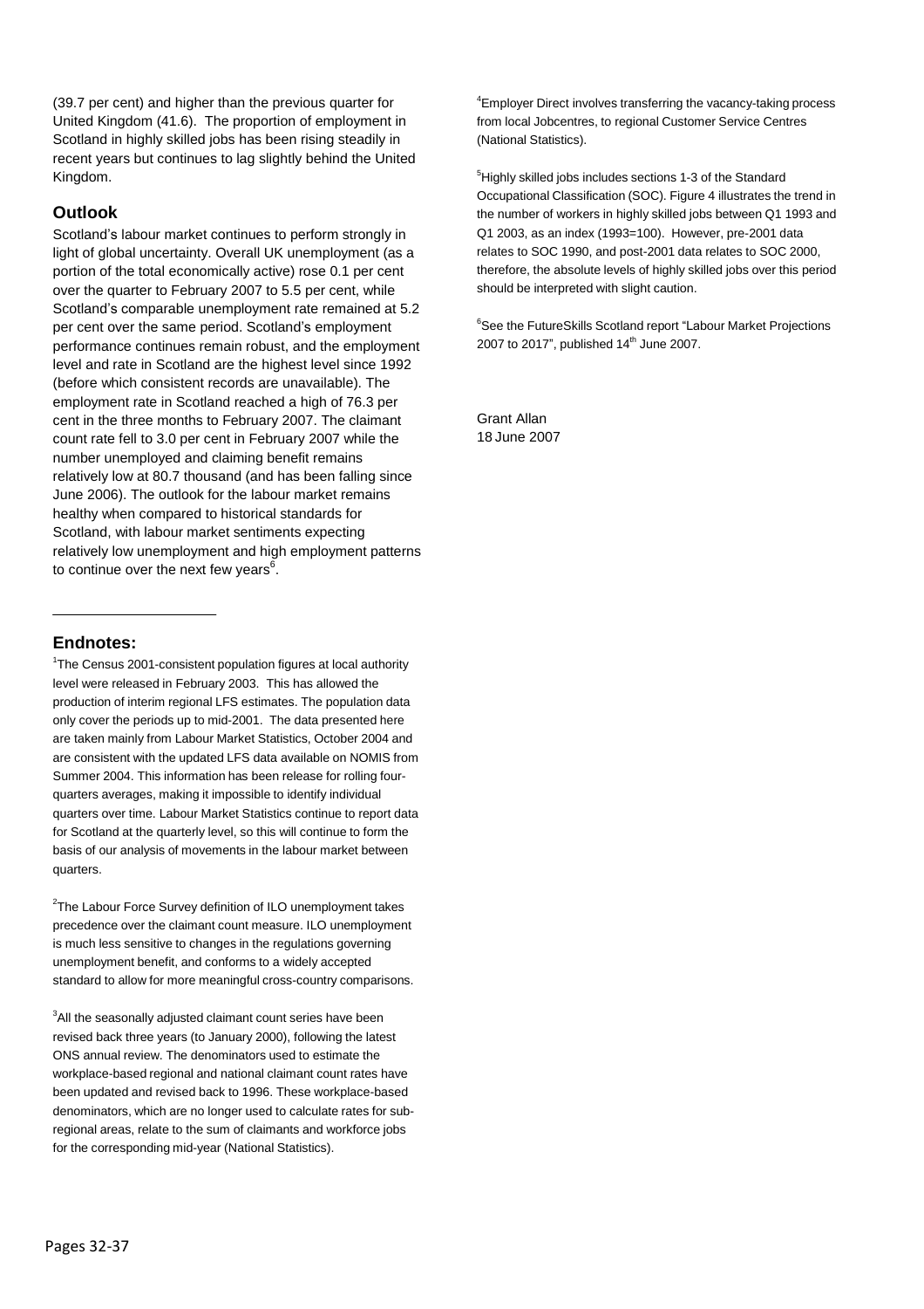(39.7 per cent) and higher than the previous quarter for United Kingdom (41.6). The proportion of employment in Scotland in highly skilled jobs has been rising steadily in recent years but continues to lag slightly behind the United Kingdom.

## Outlook

Scotland's labour market continues to perform strongly in light of global uncertainty. Overall UK unemployment (as a portion of the total economically active) rose 0.1 per cent over the quarter to February 2007 to 5.5 per cent, while Scotland's comparable unemployment rate remained at 5.2 per cent over the same period. Scotland's employment performance continues remain robust, and the employment level and rate in Scotland are the highest level since 1992 (before which consistent records are unavailable). The employment rate in Scotland reached a high of 76.3 per cent in the three months to February 2007. The claimant count rate fell to 3.0 per cent in February 2007 while the number unemployed and claiming benefit remains relatively low at 80.7 thousand (and has been falling since June 2006). The outlook for the labour market remains healthy when compared to historical standards for Scotland, with labour market sentiments expecting relatively low unemployment and high employment patterns to continue over the next few years[6].

---

## Endnotes:

[1]The Census 2001-consistent population figures at local authority level were released in February 2003. This has allowed the production of interim regional LFS estimates. The population data only cover the periods up to mid-2001. The data presented here are taken mainly from Labour Market Statistics, October 2004 and are consistent with the updated LFS data available on NOMIS from Summer 2004. This information has been release for rolling four-quarters averages, making it impossible to identify individual quarters over time. Labour Market Statistics continue to report data for Scotland at the quarterly level, so this will continue to form the basis of our analysis of movements in the labour market between quarters.

[2]The Labour Force Survey definition of ILO unemployment takes precedence over the claimant count measure. ILO unemployment is much less sensitive to changes in the regulations governing unemployment benefit, and conforms to a widely accepted standard to allow for more meaningful cross-country comparisons.

[3]All the seasonally adjusted claimant count series have been revised back three years (to January 2000), following the latest ONS annual review. The denominators used to estimate the workplace-based regional and national claimant count rates have been updated and revised back to 1996. These workplace-based denominators, which are no longer used to calculate rates for sub-regional areas, relate to the sum of claimants and workforce jobs for the corresponding mid-year (National Statistics).

[4]Employer Direct involves transferring the vacancy-taking process from local Jobcentres, to regional Customer Service Centres (National Statistics).

[5]Highly skilled jobs includes sections 1-3 of the Standard Occupational Classification (SOC). Figure 4 illustrates the trend in the number of workers in highly skilled jobs between Q1 1993 and Q1 2003, as an index (1993=100). However, pre-2001 data relates to SOC 1990, and post-2001 data relates to SOC 2000, therefore, the absolute levels of highly skilled jobs over this period should be interpreted with slight caution.

[6]See the FutureSkills Scotland report "Labour Market Projections 2007 to 2017", published 14th June 2007.

Grant Allan
18 June 2007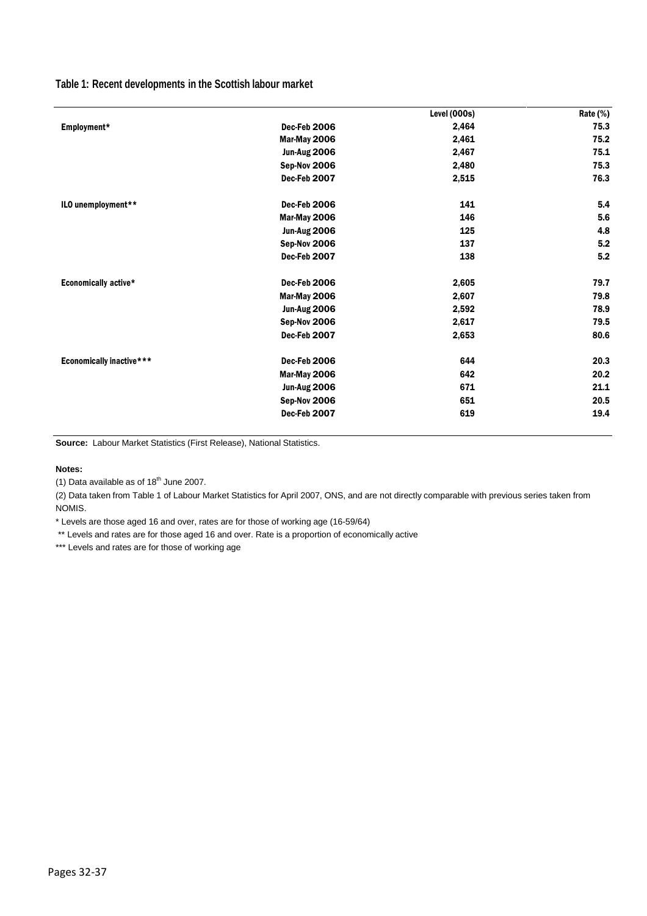**Table 1: Recent developments in the Scottish labour market**

| | | Level (000s) | Rate (%) |
|---|---|---|---|
| Employment* | Dec-Feb 2006 | 2,464 | 75.3 |
| | Mar-May 2006 | 2,461 | 75.2 |
| | Jun-Aug 2006 | 2,467 | 75.1 |
| | Sep-Nov 2006 | 2,480 | 75.3 |
| | Dec-Feb 2007 | 2,515 | 76.3 |
| ILO unemployment** | Dec-Feb 2006 | 141 | 5.4 |
| | Mar-May 2006 | 146 | 5.6 |
| | Jun-Aug 2006 | 125 | 4.8 |
| | Sep-Nov 2006 | 137 | 5.2 |
| | Dec-Feb 2007 | 138 | 5.2 |
| Economically active* | Dec-Feb 2006 | 2,605 | 79.7 |
| | Mar-May 2006 | 2,607 | 79.8 |
| | Jun-Aug 2006 | 2,592 | 78.9 |
| | Sep-Nov 2006 | 2,617 | 79.5 |
| | Dec-Feb 2007 | 2,653 | 80.6 |
| Economically inactive*** | Dec-Feb 2006 | 644 | 20.3 |
| | Mar-May 2006 | 642 | 20.2 |
| | Jun-Aug 2006 | 671 | 21.1 |
| | Sep-Nov 2006 | 651 | 20.5 |
| | Dec-Feb 2007 | 619 | 19.4 |

**Source:** Labour Market Statistics (First Release), National Statistics.

**Notes:**

(1) Data available as of 18th June 2007.

(2) Data taken from Table 1 of Labour Market Statistics for April 2007, ONS, and are not directly comparable with previous series taken from NOMIS.

* Levels are those aged 16 and over, rates are for those of working age (16-59/64)

** Levels and rates are for those aged 16 and over. Rate is a proportion of economically active

*** Levels and rates are for those of working age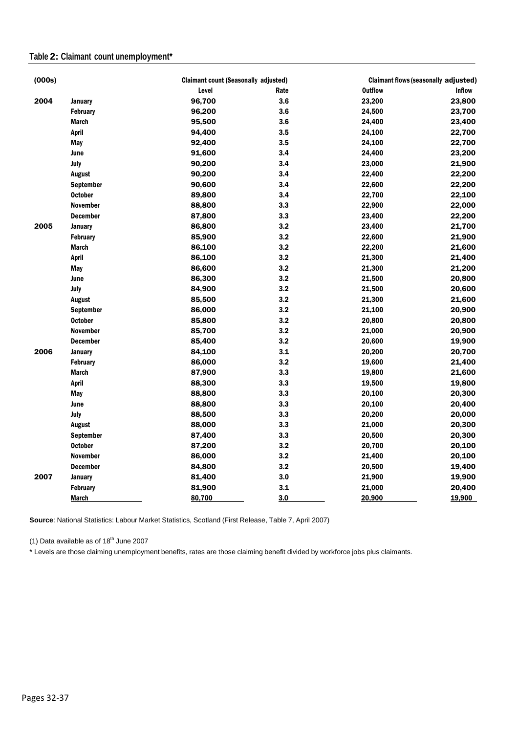**Table 2: Claimant count unemployment***

| (000s) | | Claimant count (Seasonally adjusted) | | Claimant flows (seasonally adjusted) | |
|---|---|---|---|---|---|
| | | Level | Rate | Outflow | Inflow |
| 2004 | January | 96,700 | 3.6 | 23,200 | 23,800 |
| | February | 96,200 | 3.6 | 24,500 | 23,700 |
| | March | 95,500 | 3.6 | 24,400 | 23,400 |
| | April | 94,400 | 3.5 | 24,100 | 22,700 |
| | May | 92,400 | 3.5 | 24,100 | 22,700 |
| | June | 91,600 | 3.4 | 24,400 | 23,200 |
| | July | 90,200 | 3.4 | 23,000 | 21,900 |
| | August | 90,200 | 3.4 | 22,400 | 22,200 |
| | September | 90,600 | 3.4 | 22,600 | 22,200 |
| | October | 89,800 | 3.4 | 22,700 | 22,100 |
| | November | 88,800 | 3.3 | 22,900 | 22,000 |
| | December | 87,800 | 3.3 | 23,400 | 22,200 |
| 2005 | January | 86,800 | 3.2 | 23,400 | 21,700 |
| | February | 85,900 | 3.2 | 22,600 | 21,900 |
| | March | 86,100 | 3.2 | 22,200 | 21,600 |
| | April | 86,100 | 3.2 | 21,300 | 21,400 |
| | May | 86,600 | 3.2 | 21,300 | 21,200 |
| | June | 86,300 | 3.2 | 21,500 | 20,800 |
| | July | 84,900 | 3.2 | 21,500 | 20,600 |
| | August | 85,500 | 3.2 | 21,300 | 21,600 |
| | September | 86,000 | 3.2 | 21,100 | 20,900 |
| | October | 85,800 | 3.2 | 20,800 | 20,800 |
| | November | 85,700 | 3.2 | 21,000 | 20,900 |
| | December | 85,400 | 3.2 | 20,600 | 19,900 |
| 2006 | January | 84,100 | 3.1 | 20,200 | 20,700 |
| | February | 86,000 | 3.2 | 19,600 | 21,400 |
| | March | 87,900 | 3.3 | 19,800 | 21,600 |
| | April | 88,300 | 3.3 | 19,500 | 19,800 |
| | May | 88,800 | 3.3 | 20,100 | 20,300 |
| | June | 88,800 | 3.3 | 20,100 | 20,400 |
| | July | 88,500 | 3.3 | 20,200 | 20,000 |
| | August | 88,000 | 3.3 | 21,000 | 20,300 |
| | September | 87,400 | 3.3 | 20,500 | 20,300 |
| | October | 87,200 | 3.2 | 20,700 | 20,100 |
| | November | 86,000 | 3.2 | 21,400 | 20,100 |
| | December | 84,800 | 3.2 | 20,500 | 19,400 |
| 2007 | January | 81,400 | 3.0 | 21,900 | 19,900 |
| | February | 81,900 | 3.1 | 21,000 | 20,400 |
| | March | 80,700 | 3.0 | 20,900 | 19,900 |

**Source**: National Statistics: Labour Market Statistics, Scotland (First Release, Table 7, April 2007)

(1) Data available as of 18th June 2007

* Levels are those claiming unemployment benefits, rates are those claiming benefit divided by workforce jobs plus claimants.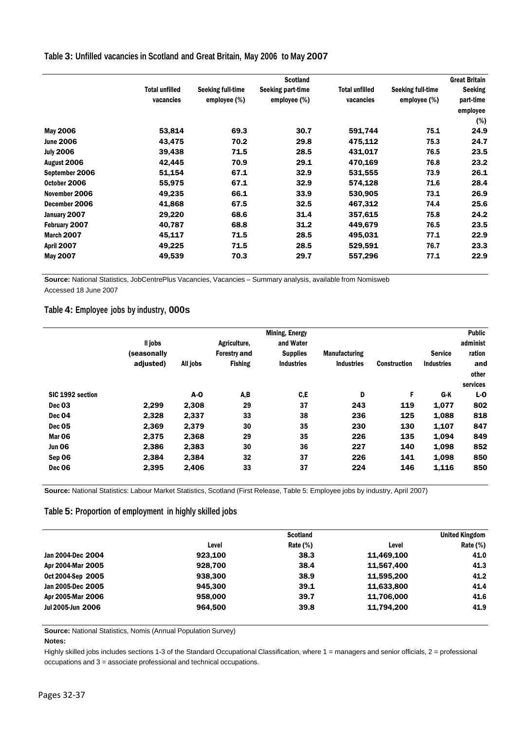**Table 3: Unfilled vacancies in Scotland and Great Britain, May 2006 to May 2007**

| | Scotland | | | Great Britain | | |
|---|---|---|---|---|---|---|
| | Total unfilled vacancies | Seeking full-time employee (%) | Seeking part-time employee (%) | Total unfilled vacancies | Seeking full-time employee (%) | Seeking part-time employee (%) |
| May 2006 | 53,814 | 69.3 | 30.7 | 591,744 | 75.1 | 24.9 |
| June 2006 | 43,475 | 70.2 | 29.8 | 475,112 | 75.3 | 24.7 |
| July 2006 | 39,438 | 71.5 | 28.5 | 431,017 | 76.5 | 23.5 |
| August 2006 | 42,445 | 70.9 | 29.1 | 470,169 | 76.8 | 23.2 |
| September 2006 | 51,154 | 67.1 | 32.9 | 531,555 | 73.9 | 26.1 |
| October 2006 | 55,975 | 67.1 | 32.9 | 574,128 | 71.6 | 28.4 |
| November 2006 | 49,235 | 66.1 | 33.9 | 530,905 | 73.1 | 26.9 |
| December 2006 | 41,868 | 67.5 | 32.5 | 467,312 | 74.4 | 25.6 |
| January 2007 | 29,220 | 68.6 | 31.4 | 357,615 | 75.8 | 24.2 |
| February 2007 | 40,787 | 68.8 | 31.2 | 449,679 | 76.5 | 23.5 |
| March 2007 | 45,117 | 71.5 | 28.5 | 495,031 | 77.1 | 22.9 |
| April 2007 | 49,225 | 71.5 | 28.5 | 529,591 | 76.7 | 23.3 |
| May 2007 | 49,539 | 70.3 | 29.7 | 557,296 | 77.1 | 22.9 |

**Source:** National Statistics, JobCentrePlus Vacancies, Vacancies – Summary analysis, available from Nomisweb
Accessed 18 June 2007

**Table 4: Employee jobs by industry, 000s**

| | ll jobs (seasonally adjusted) | All jobs | Agriculture, Forestry and Fishing | Mining, Energy and Water Supplies Industries | Manufacturing Industries | Construction | Service Industries | Public administration and other services |
|---|---|---|---|---|---|---|---|---|
| SIC 1992 section | | A-O | A,B | C,E | D | F | G-K | L-O |
| Dec 03 | 2,299 | 2,308 | 29 | 37 | 243 | 119 | 1,077 | 802 |
| Dec 04 | 2,328 | 2,337 | 33 | 38 | 236 | 125 | 1,088 | 818 |
| Dec 05 | 2,369 | 2,379 | 30 | 35 | 230 | 130 | 1,107 | 847 |
| Mar 06 | 2,375 | 2,368 | 29 | 35 | 226 | 135 | 1,094 | 849 |
| Jun 06 | 2,386 | 2,383 | 30 | 36 | 227 | 140 | 1,098 | 852 |
| Sep 06 | 2,384 | 2,384 | 32 | 37 | 226 | 141 | 1,098 | 850 |
| Dec 06 | 2,395 | 2,406 | 33 | 37 | 224 | 146 | 1,116 | 850 |

**Source:** National Statistics: Labour Market Statistics, Scotland (First Release, Table 5: Employee jobs by industry, April 2007)

**Table 5: Proportion of employment in highly skilled jobs**

| | Scotland | | United Kingdom | |
|---|---|---|---|---|
| | Level | Rate (%) | Level | Rate (%) |
| Jan 2004-Dec 2004 | 923,100 | 38.3 | 11,469,100 | 41.0 |
| Apr 2004-Mar 2005 | 928,700 | 38.4 | 11,567,400 | 41.3 |
| Oct 2004-Sep 2005 | 938,300 | 38.9 | 11,595,200 | 41.2 |
| Jan 2005-Dec 2005 | 945,300 | 39.1 | 11,633,800 | 41.4 |
| Apr 2005-Mar 2006 | 958,000 | 39.7 | 11,706,000 | 41.6 |
| Jul 2005-Jun 2006 | 964,500 | 39.8 | 11,794,200 | 41.9 |

**Source:** National Statistics, Nomis (Annual Population Survey)

**Notes:**

Highly skilled jobs includes sections 1-3 of the Standard Occupational Classification, where 1 = managers and senior officials, 2 = professional occupations and 3 = associate professional and technical occupations.

Pages 32-37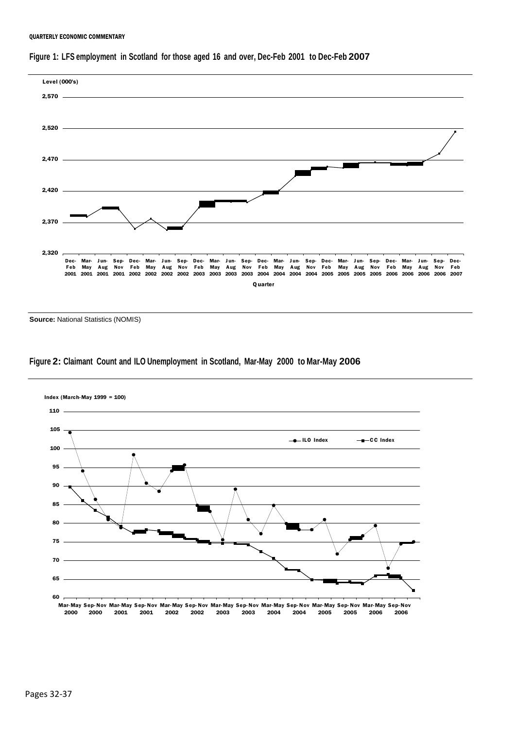**Figure 1: LFS employment in Scotland for those aged 16 and over, Dec-Feb 2001 to Dec-Feb 2007**

**Source:** National Statistics (NOMIS)

**Figure 2: Claimant Count and ILO Unemployment in Scotland, Mar-May 2000 to Mar-May 2006**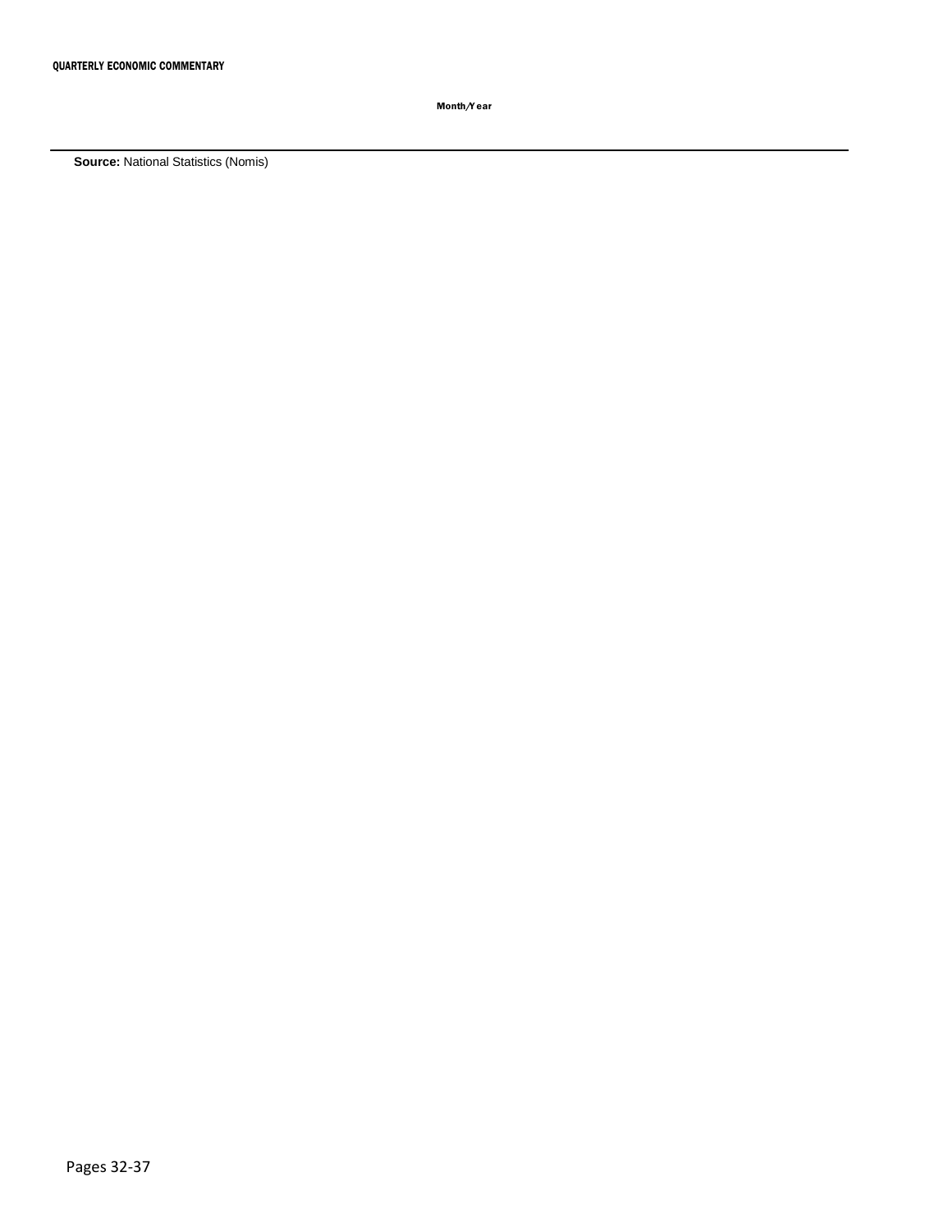Month/Year

**Source:** National Statistics (Nomis)

Pages 32-37